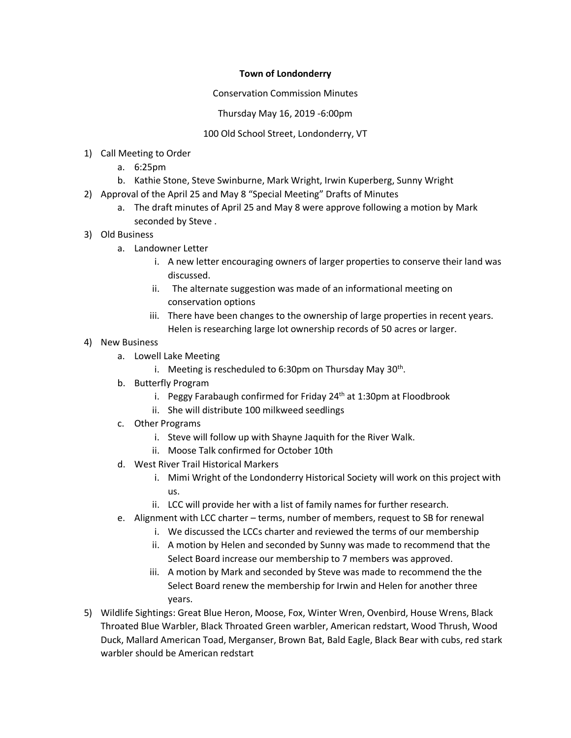**Town of Londonderry**

Conservation Commission Minutes

Thursday May 16, 2019 -6:00pm

100 Old School Street, Londonderry, VT

1) Call Meeting to Order
    a. 6:25pm
    b. Kathie Stone, Steve Swinburne, Mark Wright, Irwin Kuperberg, Sunny Wright
2) Approval of the April 25 and May 8 “Special Meeting” Drafts of Minutes
    a. The draft minutes of April 25 and May 8 were approve following a motion by Mark seconded by Steve .
3) Old Business
    a. Landowner Letter
        i. A new letter encouraging owners of larger properties to conserve their land was discussed.
        ii. The alternate suggestion was made of an informational meeting on conservation options
        iii. There have been changes to the ownership of large properties in recent years. Helen is researching large lot ownership records of 50 acres or larger.
4) New Business
    a. Lowell Lake Meeting
        i. Meeting is rescheduled to 6:30pm on Thursday May 30th.
    b. Butterfly Program
        i. Peggy Farabaugh confirmed for Friday 24th at 1:30pm at Floodbrook
        ii. She will distribute 100 milkweed seedlings
    c. Other Programs
        i. Steve will follow up with Shayne Jaquith for the River Walk.
        ii. Moose Talk confirmed for October 10th
    d. West River Trail Historical Markers
        i. Mimi Wright of the Londonderry Historical Society will work on this project with us.
        ii. LCC will provide her with a list of family names for further research.
    e. Alignment with LCC charter – terms, number of members, request to SB for renewal
        i. We discussed the LCCs charter and reviewed the terms of our membership
        ii. A motion by Helen and seconded by Sunny was made to recommend that the Select Board increase our membership to 7 members was approved.
        iii. A motion by Mark and seconded by Steve was made to recommend the the Select Board renew the membership for Irwin and Helen for another three years.
5) Wildlife Sightings: Great Blue Heron, Moose, Fox, Winter Wren, Ovenbird, House Wrens, Black Throated Blue Warbler, Black Throated Green warbler, American redstart, Wood Thrush, Wood Duck, Mallard American Toad, Merganser, Brown Bat, Bald Eagle, Black Bear with cubs, red stark warbler should be American redstart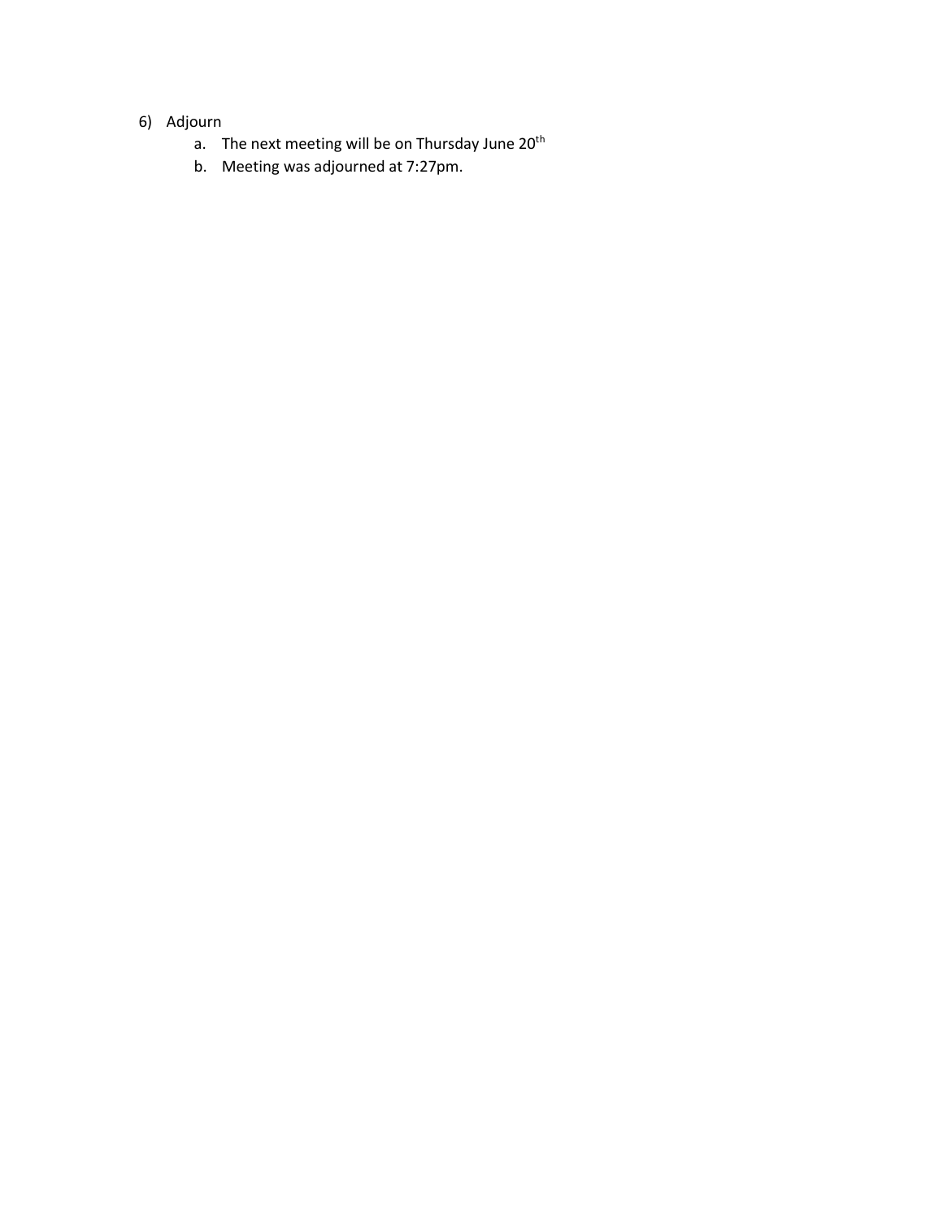6) Adjourn
    a. The next meeting will be on Thursday June 20th
    b. Meeting was adjourned at 7:27pm.